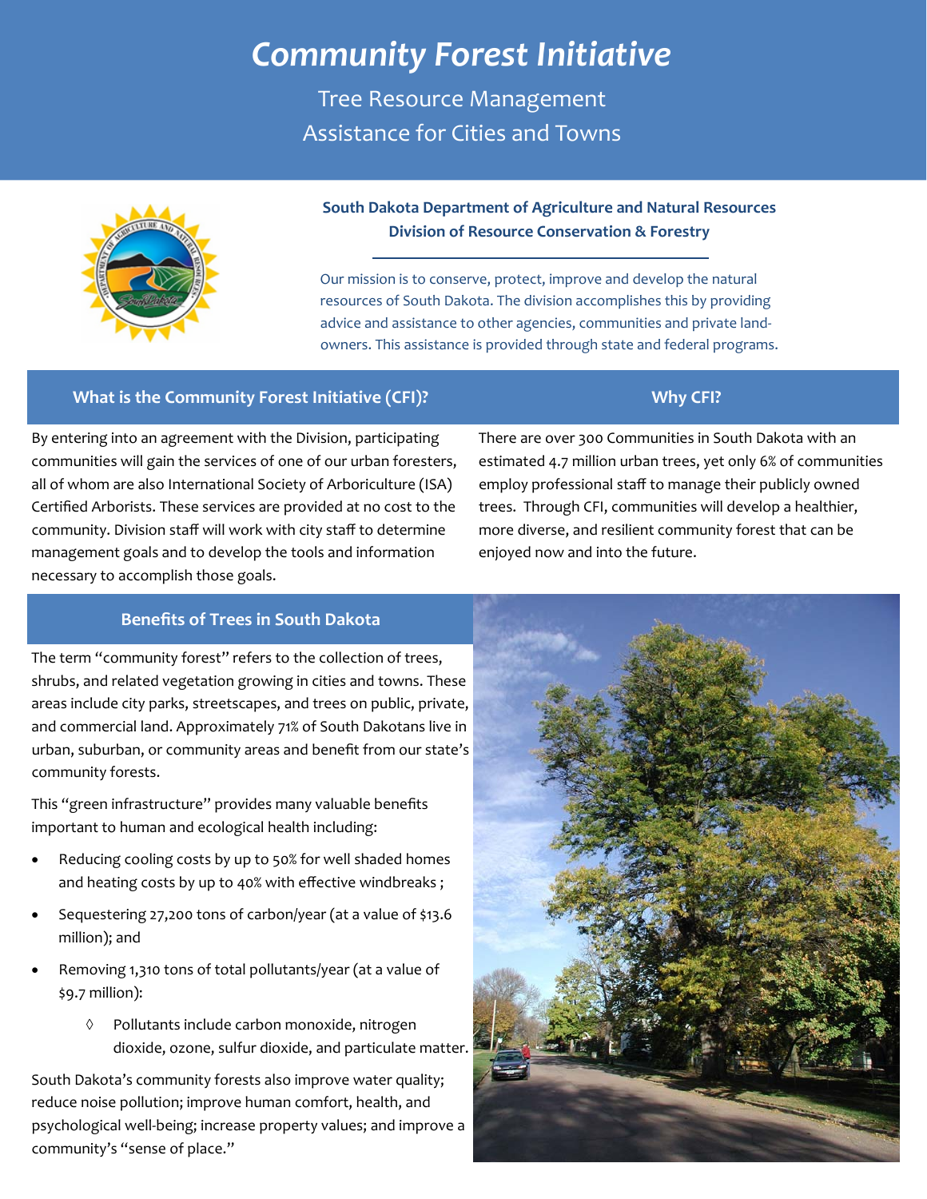# *Community Forest Initiative*

Tree Resource Management
Assistance for Cities and Towns

**South Dakota Department of Agriculture and Natural Resources**
**Division of Resource Conservation & Forestry**

Our mission is to conserve, protect, improve and develop the natural resources of South Dakota. The division accomplishes this by providing advice and assistance to other agencies, communities and private landowners. This assistance is provided through state and federal programs.

## What is the Community Forest Initiative (CFI)?

By entering into an agreement with the Division, participating communities will gain the services of one of our urban foresters, all of whom are also International Society of Arboriculture (ISA) Certified Arborists. These services are provided at no cost to the community. Division staff will work with city staff to determine management goals and to develop the tools and information necessary to accomplish those goals.

## Why CFI?

There are over 300 Communities in South Dakota with an estimated 4.7 million urban trees, yet only 6% of communities employ professional staff to manage their publicly owned trees. Through CFI, communities will develop a healthier, more diverse, and resilient community forest that can be enjoyed now and into the future.

## Benefits of Trees in South Dakota

The term "community forest" refers to the collection of trees, shrubs, and related vegetation growing in cities and towns. These areas include city parks, streetscapes, and trees on public, private, and commercial land. Approximately 71% of South Dakotans live in urban, suburban, or community areas and benefit from our state's community forests.

This "green infrastructure" provides many valuable benefits important to human and ecological health including:

- Reducing cooling costs by up to 50% for well shaded homes and heating costs by up to 40% with effective windbreaks ;
- Sequestering 27,200 tons of carbon/year (at a value of $13.6 million); and
- Removing 1,310 tons of total pollutants/year (at a value of $9.7 million):
    - Pollutants include carbon monoxide, nitrogen dioxide, ozone, sulfur dioxide, and particulate matter.

South Dakota's community forests also improve water quality; reduce noise pollution; improve human comfort, health, and psychological well-being; increase property values; and improve a community's "sense of place."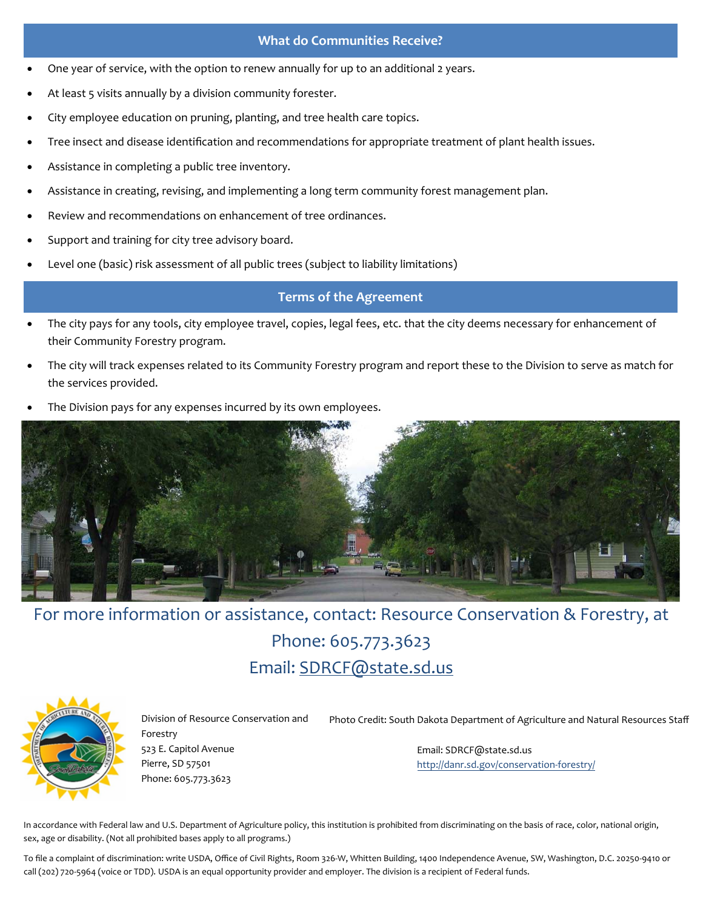## What do Communities Receive?

- One year of service, with the option to renew annually for up to an additional 2 years.
- At least 5 visits annually by a division community forester.
- City employee education on pruning, planting, and tree health care topics.
- Tree insect and disease identification and recommendations for appropriate treatment of plant health issues.
- Assistance in completing a public tree inventory.
- Assistance in creating, revising, and implementing a long term community forest management plan.
- Review and recommendations on enhancement of tree ordinances.
- Support and training for city tree advisory board.
- Level one (basic) risk assessment of all public trees (subject to liability limitations)

## Terms of the Agreement

- The city pays for any tools, city employee travel, copies, legal fees, etc. that the city deems necessary for enhancement of their Community Forestry program.
- The city will track expenses related to its Community Forestry program and report these to the Division to serve as match for the services provided.
- The Division pays for any expenses incurred by its own employees.

For more information or assistance, contact: Resource Conservation & Forestry, at

Phone: 605.773.3623

Email: SDRCF@state.sd.us

Division of Resource Conservation and Forestry
523 E. Capitol Avenue
Pierre, SD 57501
Phone: 605.773.3623

Photo Credit: South Dakota Department of Agriculture and Natural Resources Staff

Email: SDRCF@state.sd.us
http://danr.sd.gov/conservation-forestry/

In accordance with Federal law and U.S. Department of Agriculture policy, this institution is prohibited from discriminating on the basis of race, color, national origin, sex, age or disability. (Not all prohibited bases apply to all programs.)

To file a complaint of discrimination: write USDA, Office of Civil Rights, Room 326-W, Whitten Building, 1400 Independence Avenue, SW, Washington, D.C. 20250-9410 or call (202) 720-5964 (voice or TDD). USDA is an equal opportunity provider and employer. The division is a recipient of Federal funds.